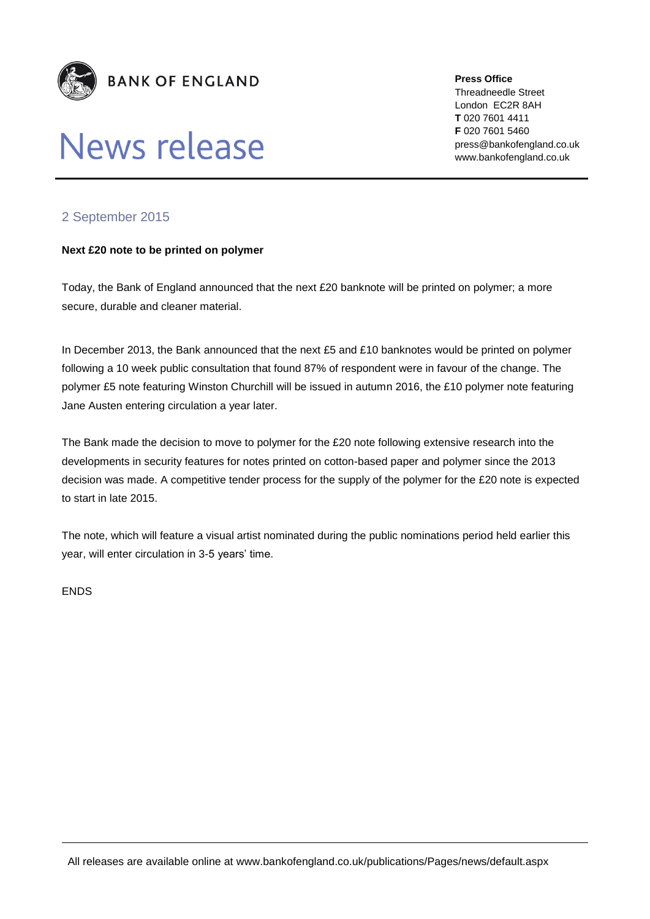**BANK OF ENGLAND**

# News release

**Press Office**
Threadneedle Street
London EC2R 8AH
**T** 020 7601 4411
**F** 020 7601 5460
press@bankofengland.co.uk
www.bankofengland.co.uk

## 2 September 2015

**Next £20 note to be printed on polymer**

Today, the Bank of England announced that the next £20 banknote will be printed on polymer; a more secure, durable and cleaner material.

In December 2013, the Bank announced that the next £5 and £10 banknotes would be printed on polymer following a 10 week public consultation that found 87% of respondent were in favour of the change. The polymer £5 note featuring Winston Churchill will be issued in autumn 2016, the £10 polymer note featuring Jane Austen entering circulation a year later.

The Bank made the decision to move to polymer for the £20 note following extensive research into the developments in security features for notes printed on cotton-based paper and polymer since the 2013 decision was made. A competitive tender process for the supply of the polymer for the £20 note is expected to start in late 2015.

The note, which will feature a visual artist nominated during the public nominations period held earlier this year, will enter circulation in 3-5 years' time.

ENDS

All releases are available online at www.bankofengland.co.uk/publications/Pages/news/default.aspx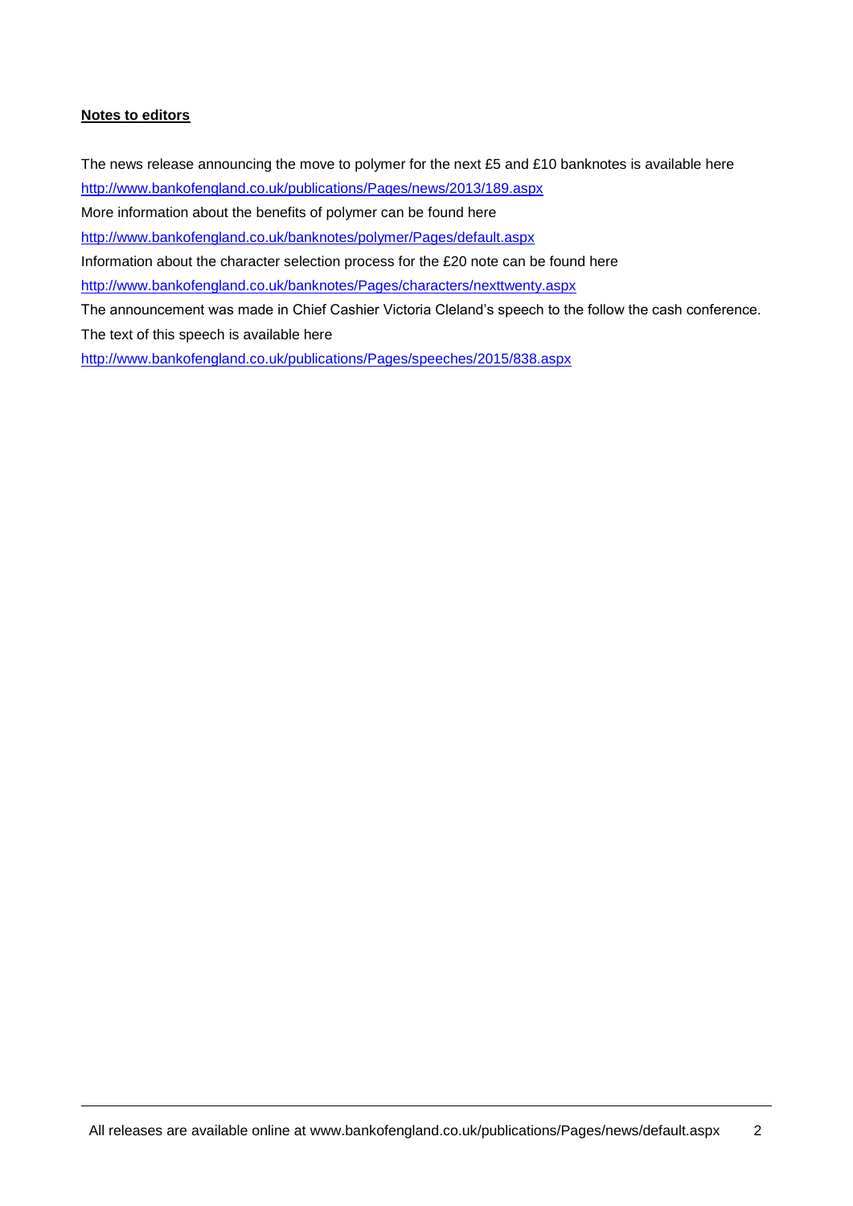**Notes to editors**

The news release announcing the move to polymer for the next £5 and £10 banknotes is available here http://www.bankofengland.co.uk/publications/Pages/news/2013/189.aspx

More information about the benefits of polymer can be found here http://www.bankofengland.co.uk/banknotes/polymer/Pages/default.aspx

Information about the character selection process for the £20 note can be found here http://www.bankofengland.co.uk/banknotes/Pages/characters/nexttwenty.aspx

The announcement was made in Chief Cashier Victoria Cleland's speech to the follow the cash conference. The text of this speech is available here http://www.bankofengland.co.uk/publications/Pages/speeches/2015/838.aspx